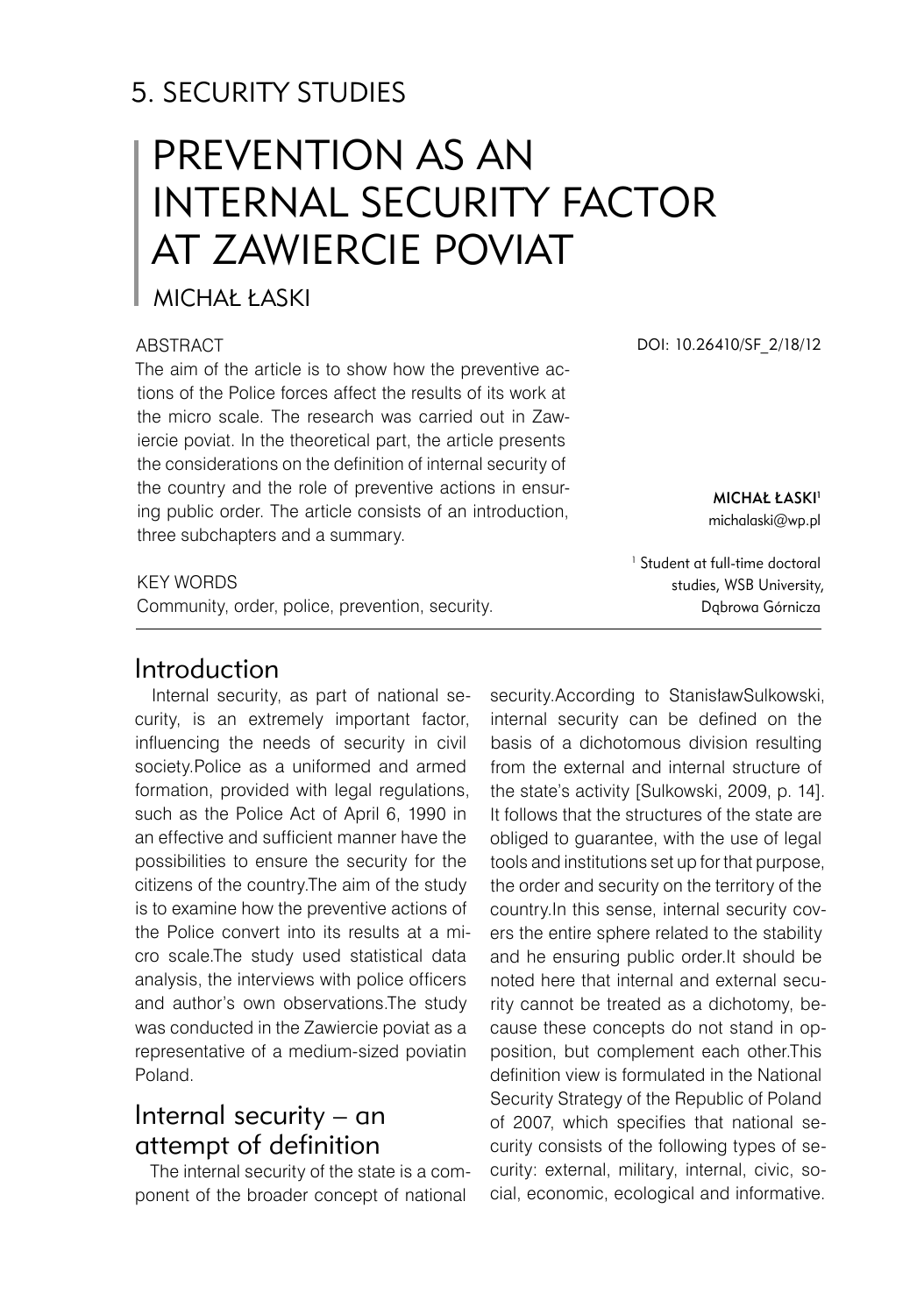## 5. SECURITY STUDIES

# PREVENTION AS AN INTERNAL SECURITY FACTOR AT ZAWIERCIE POVIAT

MICHAŁ ŁASKI

DOI: 10.26410/SF_2/18/12

**MICHAŁ ŁASKI**[1]
michalaski@wp.pl

[1] Student at full-time doctoral studies, WSB University, Dąbrowa Górnicza

ABSTRACT

The aim of the article is to show how the preventive actions of the Police forces affect the results of its work at the micro scale. The research was carried out in Zawiercie poviat. In the theoretical part, the article presents the considerations on the definition of internal security of the country and the role of preventive actions in ensuring public order. The article consists of an introduction, three subchapters and a summary.

KEY WORDS

Community, order, police, prevention, security.

## Introduction

Internal security, as part of national security, is an extremely important factor, influencing the needs of security in civil society.Police as a uniformed and armed formation, provided with legal regulations, such as the Police Act of April 6, 1990 in an effective and sufficient manner have the possibilities to ensure the security for the citizens of the country.The aim of the study is to examine how the preventive actions of the Police convert into its results at a micro scale.The study used statistical data analysis, the interviews with police officers and author's own observations.The study was conducted in the Zawiercie poviat as a representative of a medium-sized poviatin Poland.

## Internal security – an attempt of definition

The internal security of the state is a component of the broader concept of national security.According to StanisławSulkowski, internal security can be defined on the basis of a dichotomous division resulting from the external and internal structure of the state's activity [Sulkowski, 2009, p. 14]. It follows that the structures of the state are obliged to guarantee, with the use of legal tools and institutions set up for that purpose, the order and security on the territory of the country.In this sense, internal security covers the entire sphere related to the stability and he ensuring public order.It should be noted here that internal and external security cannot be treated as a dichotomy, because these concepts do not stand in opposition, but complement each other.This definition view is formulated in the National Security Strategy of the Republic of Poland of 2007, which specifies that national security consists of the following types of security: external, military, internal, civic, social, economic, ecological and informative.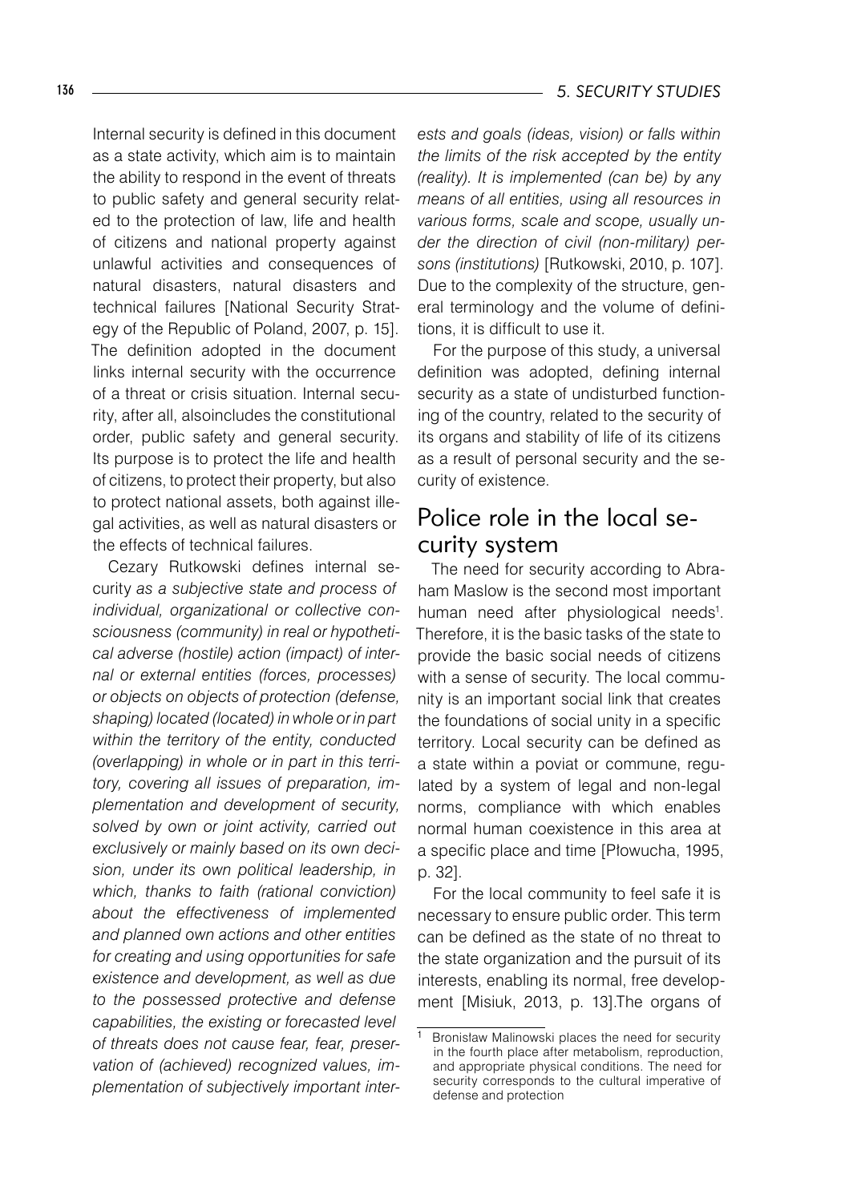Internal security is defined in this document as a state activity, which aim is to maintain the ability to respond in the event of threats to public safety and general security related to the protection of law, life and health of citizens and national property against unlawful activities and consequences of natural disasters, natural disasters and technical failures [National Security Strategy of the Republic of Poland, 2007, p. 15]. The definition adopted in the document links internal security with the occurrence of a threat or crisis situation. Internal security, after all, alsoincludes the constitutional order, public safety and general security. Its purpose is to protect the life and health of citizens, to protect their property, but also to protect national assets, both against illegal activities, as well as natural disasters or the effects of technical failures.

Cezary Rutkowski defines internal security *as a subjective state and process of individual, organizational or collective consciousness (community) in real or hypothetical adverse (hostile) action (impact) of internal or external entities (forces, processes) or objects on objects of protection (defense, shaping) located (located) in whole or in part within the territory of the entity, conducted (overlapping) in whole or in part in this territory, covering all issues of preparation, implementation and development of security, solved by own or joint activity, carried out exclusively or mainly based on its own decision, under its own political leadership, in which, thanks to faith (rational conviction) about the effectiveness of implemented and planned own actions and other entities for creating and using opportunities for safe existence and development, as well as due to the possessed protective and defense capabilities, the existing or forecasted level of threats does not cause fear, fear, preservation of (achieved) recognized values, implementation of subjectively important interests and goals (ideas, vision) or falls within the limits of the risk accepted by the entity (reality). It is implemented (can be) by any means of all entities, using all resources in various forms, scale and scope, usually under the direction of civil (non-military) persons (institutions)* [Rutkowski, 2010, p. 107]. Due to the complexity of the structure, general terminology and the volume of definitions, it is difficult to use it.

For the purpose of this study, a universal definition was adopted, defining internal security as a state of undisturbed functioning of the country, related to the security of its organs and stability of life of its citizens as a result of personal security and the security of existence.

## Police role in the local security system

The need for security according to Abraham Maslow is the second most important human need after physiological needs[1]. Therefore, it is the basic tasks of the state to provide the basic social needs of citizens with a sense of security. The local community is an important social link that creates the foundations of social unity in a specific territory. Local security can be defined as a state within a poviat or commune, regulated by a system of legal and non-legal norms, compliance with which enables normal human coexistence in this area at a specific place and time [Płowucha, 1995, p. 32].

For the local community to feel safe it is necessary to ensure public order. This term can be defined as the state of no threat to the state organization and the pursuit of its interests, enabling its normal, free development [Misiuk, 2013, p. 13].The organs of

[1] Bronisław Malinowski places the need for security in the fourth place after metabolism, reproduction, and appropriate physical conditions. The need for security corresponds to the cultural imperative of defense and protection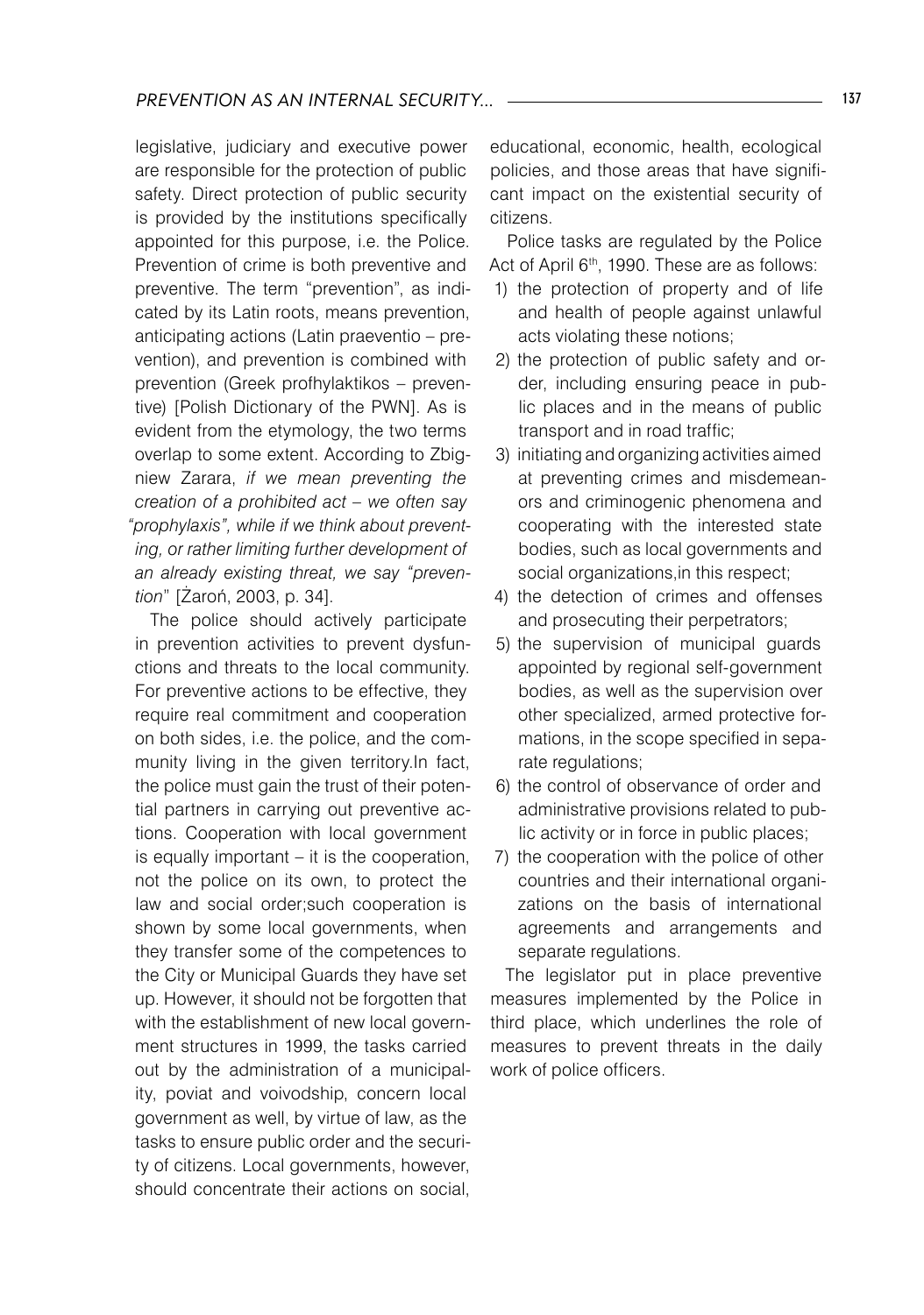legislative, judiciary and executive power are responsible for the protection of public safety. Direct protection of public security is provided by the institutions specifically appointed for this purpose, i.e. the Police. Prevention of crime is both preventive and preventive. The term "prevention", as indicated by its Latin roots, means prevention, anticipating actions (Latin praeventio – prevention), and prevention is combined with prevention (Greek profhylaktikos – preventive) [Polish Dictionary of the PWN]. As is evident from the etymology, the two terms overlap to some extent. According to Zbigniew Zarara, *if we mean preventing the creation of a prohibited act – we often say "prophylaxis", while if we think about preventing, or rather limiting further development of an already existing threat, we say "prevention*" [Żaroń, 2003, p. 34].

The police should actively participate in prevention activities to prevent dysfunctions and threats to the local community. For preventive actions to be effective, they require real commitment and cooperation on both sides, i.e. the police, and the community living in the given territory.In fact, the police must gain the trust of their potential partners in carrying out preventive actions. Cooperation with local government is equally important – it is the cooperation, not the police on its own, to protect the law and social order;such cooperation is shown by some local governments, when they transfer some of the competences to the City or Municipal Guards they have set up. However, it should not be forgotten that with the establishment of new local government structures in 1999, the tasks carried out by the administration of a municipality, poviat and voivodship, concern local government as well, by virtue of law, as the tasks to ensure public order and the security of citizens. Local governments, however, should concentrate their actions on social, educational, economic, health, ecological policies, and those areas that have significant impact on the existential security of citizens.

Police tasks are regulated by the Police Act of April 6th, 1990. These are as follows:

1) the protection of property and of life and health of people against unlawful acts violating these notions;
2) the protection of public safety and order, including ensuring peace in public places and in the means of public transport and in road traffic;
3) initiating and organizing activities aimed at preventing crimes and misdemeanors and criminogenic phenomena and cooperating with the interested state bodies, such as local governments and social organizations,in this respect;
4) the detection of crimes and offenses and prosecuting their perpetrators;
5) the supervision of municipal guards appointed by regional self-government bodies, as well as the supervision over other specialized, armed protective formations, in the scope specified in separate regulations;
6) the control of observance of order and administrative provisions related to public activity or in force in public places;
7) the cooperation with the police of other countries and their international organizations on the basis of international agreements and arrangements and separate regulations.

The legislator put in place preventive measures implemented by the Police in third place, which underlines the role of measures to prevent threats in the daily work of police officers.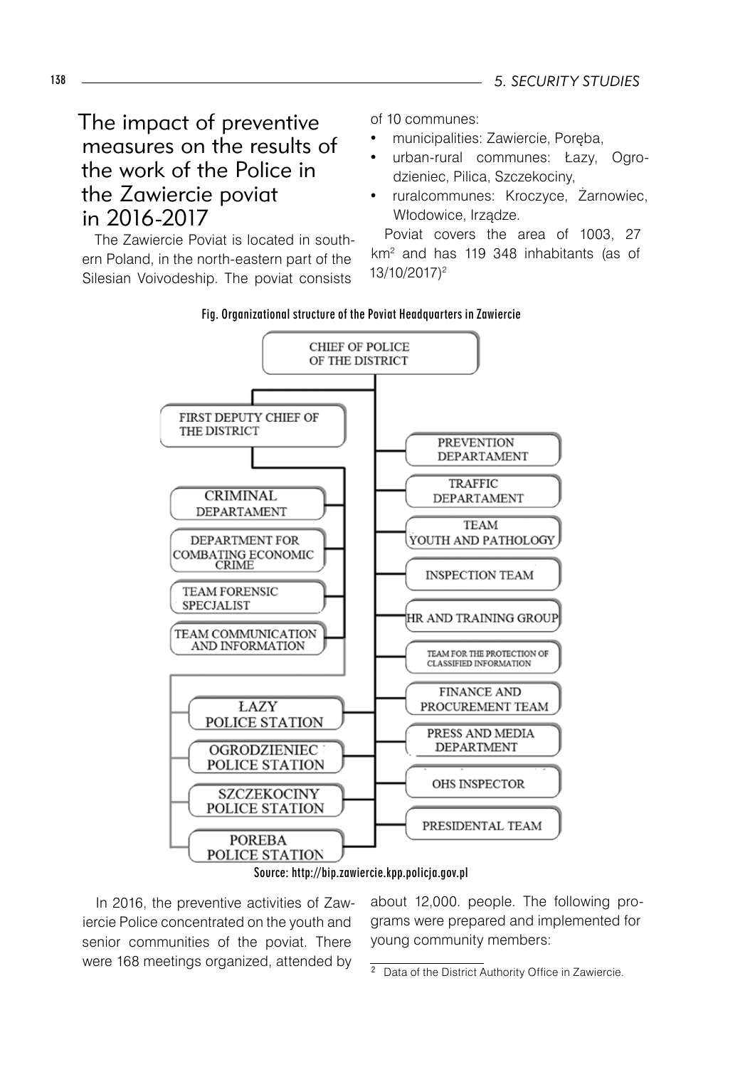## The impact of preventive measures on the results of the work of the Police in the Zawiercie poviat in 2016-2017

The Zawiercie Poviat is located in southern Poland, in the north-eastern part of the Silesian Voivodeship. The poviat consists of 10 communes:

- municipalities: Zawiercie, Poręba,
- urban-rural communes: Łazy, Ogrodzieniec, Pilica, Szczekociny,
- ruralcommunes: Kroczyce, Żarnowiec, Włodowice, Irządze.

Poviat covers the area of 1003, 27 km$^2$ and has 119 348 inhabitants (as of 13/10/2017)[2]

**Fig. Organizational structure of the Poviat Headquarters in Zawiercie**

- CHIEF OF POLICE OF THE DISTRICT
  - FIRST DEPUTY CHIEF OF THE DISTRICT
    - CRIMINAL DEPARTAMENT
    - DEPARTMENT FOR COMBATING ECONOMIC CRIME
    - TEAM FORENSIC SPECJALIST
    - TEAM COMMUNICATION AND INFORMATION
  - ŁAZY POLICE STATION
  - OGRODZIENIEC POLICE STATION
  - SZCZEKOCINY POLICE STATION
  - POREBA POLICE STATION
  - PREVENTION DEPARTAMENT
  - TRAFFIC DEPARTAMENT
  - TEAM YOUTH AND PATHOLOGY
  - INSPECTION TEAM
  - HR AND TRAINING GROUP
  - TEAM FOR THE PROTECTION OF CLASSIFIED INFORMATION
  - FINANCE AND PROCUREMENT TEAM
  - PRESS AND MEDIA DEPARTMENT
  - OHS INSPECTOR
  - PRESIDENTAL TEAM

Source: http://bip.zawiercie.kpp.policja.gov.pl

In 2016, the preventive activities of Zawiercie Police concentrated on the youth and senior communities of the poviat. There were 168 meetings organized, attended by about 12,000. people. The following programs were prepared and implemented for young community members:

[2] Data of the District Authority Office in Zawiercie.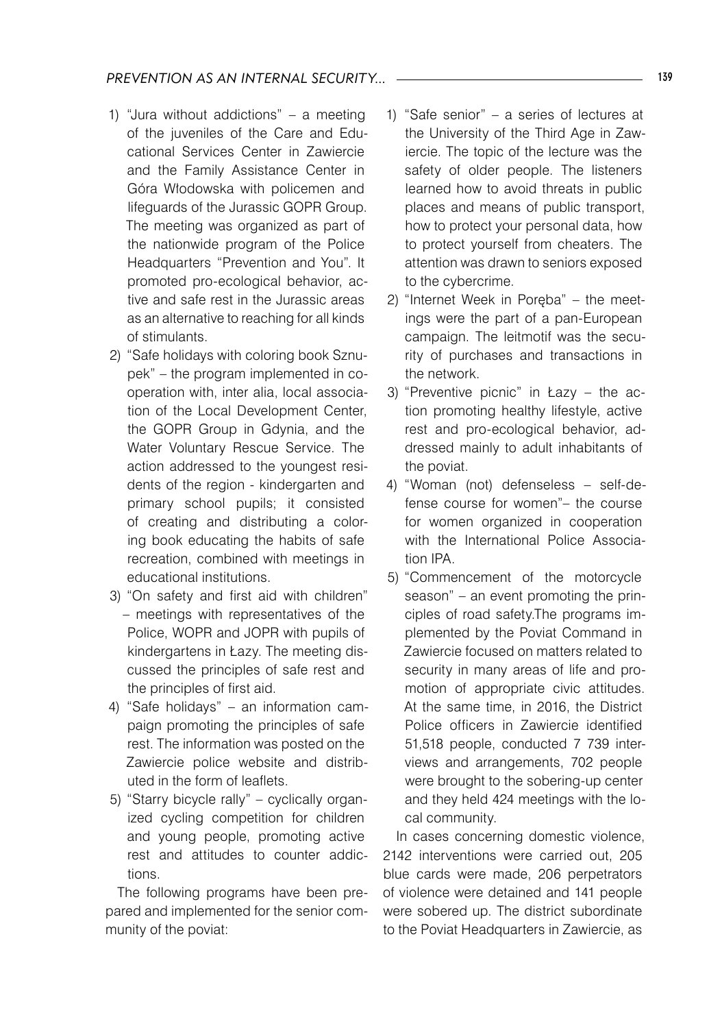1) "Jura without addictions" – a meeting of the juveniles of the Care and Educational Services Center in Zawiercie and the Family Assistance Center in Góra Włodowska with policemen and lifeguards of the Jurassic GOPR Group. The meeting was organized as part of the nationwide program of the Police Headquarters "Prevention and You". It promoted pro-ecological behavior, active and safe rest in the Jurassic areas as an alternative to reaching for all kinds of stimulants.
2) "Safe holidays with coloring book Sznupek" – the program implemented in cooperation with, inter alia, local association of the Local Development Center, the GOPR Group in Gdynia, and the Water Voluntary Rescue Service. The action addressed to the youngest residents of the region - kindergarten and primary school pupils; it consisted of creating and distributing a coloring book educating the habits of safe recreation, combined with meetings in educational institutions.
3) "On safety and first aid with children" – meetings with representatives of the Police, WOPR and JOPR with pupils of kindergartens in Łazy. The meeting discussed the principles of safe rest and the principles of first aid.
4) "Safe holidays" – an information campaign promoting the principles of safe rest. The information was posted on the Zawiercie police website and distributed in the form of leaflets.
5) "Starry bicycle rally" – cyclically organized cycling competition for children and young people, promoting active rest and attitudes to counter addictions.

The following programs have been prepared and implemented for the senior community of the poviat:

1) "Safe senior" – a series of lectures at the University of the Third Age in Zawiercie. The topic of the lecture was the safety of older people. The listeners learned how to avoid threats in public places and means of public transport, how to protect your personal data, how to protect yourself from cheaters. The attention was drawn to seniors exposed to the cybercrime.
2) "Internet Week in Poręba" – the meetings were the part of a pan-European campaign. The leitmotif was the security of purchases and transactions in the network.
3) "Preventive picnic" in Łazy – the action promoting healthy lifestyle, active rest and pro-ecological behavior, addressed mainly to adult inhabitants of the poviat.
4) "Woman (not) defenseless – self-defense course for women"– the course for women organized in cooperation with the International Police Association IPA.
5) "Commencement of the motorcycle season" – an event promoting the principles of road safety.The programs implemented by the Poviat Command in Zawiercie focused on matters related to security in many areas of life and promotion of appropriate civic attitudes. At the same time, in 2016, the District Police officers in Zawiercie identified 51,518 people, conducted 7 739 interviews and arrangements, 702 people were brought to the sobering-up center and they held 424 meetings with the local community.

In cases concerning domestic violence, 2142 interventions were carried out, 205 blue cards were made, 206 perpetrators of violence were detained and 141 people were sobered up. The district subordinate to the Poviat Headquarters in Zawiercie, as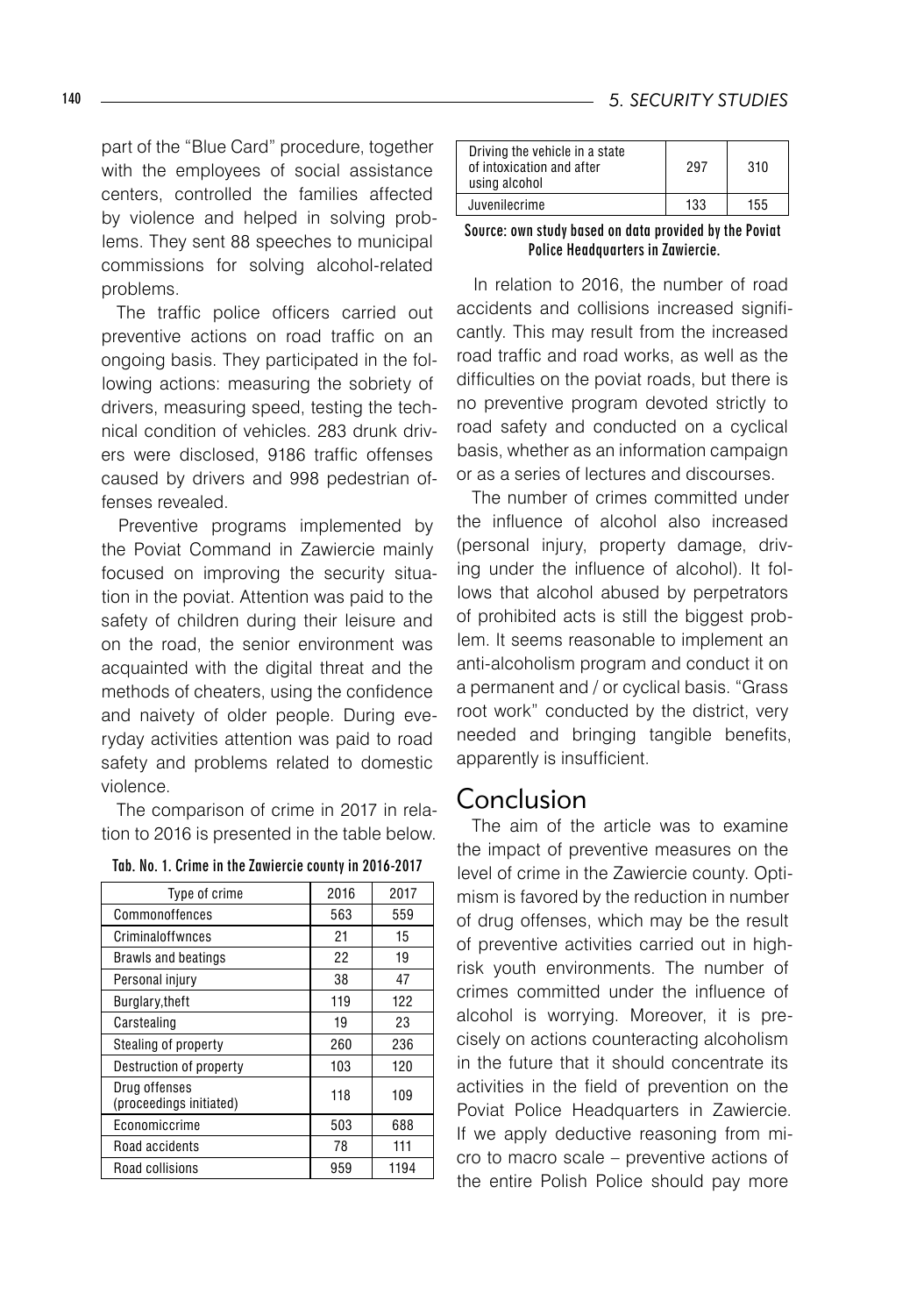part of the "Blue Card" procedure, together with the employees of social assistance centers, controlled the families affected by violence and helped in solving problems. They sent 88 speeches to municipal commissions for solving alcohol-related problems.

The traffic police officers carried out preventive actions on road traffic on an ongoing basis. They participated in the following actions: measuring the sobriety of drivers, measuring speed, testing the technical condition of vehicles. 283 drunk drivers were disclosed, 9186 traffic offenses caused by drivers and 998 pedestrian offenses revealed.

Preventive programs implemented by the Poviat Command in Zawiercie mainly focused on improving the security situation in the poviat. Attention was paid to the safety of children during their leisure and on the road, the senior environment was acquainted with the digital threat and the methods of cheaters, using the confidence and naivety of older people. During everyday activities attention was paid to road safety and problems related to domestic violence.

The comparison of crime in 2017 in relation to 2016 is presented in the table below.

**Tab. No. 1. Crime in the Zawiercie county in 2016-2017**

| Type of crime | 2016 | 2017 |
|---|---|---|
| Commonoffences | 563 | 559 |
| Criminaloffwnces | 21 | 15 |
| Brawls and beatings | 22 | 19 |
| Personal injury | 38 | 47 |
| Burglary,theft | 119 | 122 |
| Carstealing | 19 | 23 |
| Stealing of property | 260 | 236 |
| Destruction of property | 103 | 120 |
| Drug offenses (proceedings initiated) | 118 | 109 |
| Economiccrime | 503 | 688 |
| Road accidents | 78 | 111 |
| Road collisions | 959 | 1194 |
| Driving the vehicle in a state of intoxication and after using alcohol | 297 | 310 |
| Juvenilecrime | 133 | 155 |

**Source: own study based on data provided by the Poviat Police Headquarters in Zawiercie.**

In relation to 2016, the number of road accidents and collisions increased significantly. This may result from the increased road traffic and road works, as well as the difficulties on the poviat roads, but there is no preventive program devoted strictly to road safety and conducted on a cyclical basis, whether as an information campaign or as a series of lectures and discourses.

The number of crimes committed under the influence of alcohol also increased (personal injury, property damage, driving under the influence of alcohol). It follows that alcohol abused by perpetrators of prohibited acts is still the biggest problem. It seems reasonable to implement an anti-alcoholism program and conduct it on a permanent and / or cyclical basis. "Grass root work" conducted by the district, very needed and bringing tangible benefits, apparently is insufficient.

## Conclusion

The aim of the article was to examine the impact of preventive measures on the level of crime in the Zawiercie county. Optimism is favored by the reduction in number of drug offenses, which may be the result of preventive activities carried out in high-risk youth environments. The number of crimes committed under the influence of alcohol is worrying. Moreover, it is precisely on actions counteracting alcoholism in the future that it should concentrate its activities in the field of prevention on the Poviat Police Headquarters in Zawiercie. If we apply deductive reasoning from micro to macro scale – preventive actions of the entire Polish Police should pay more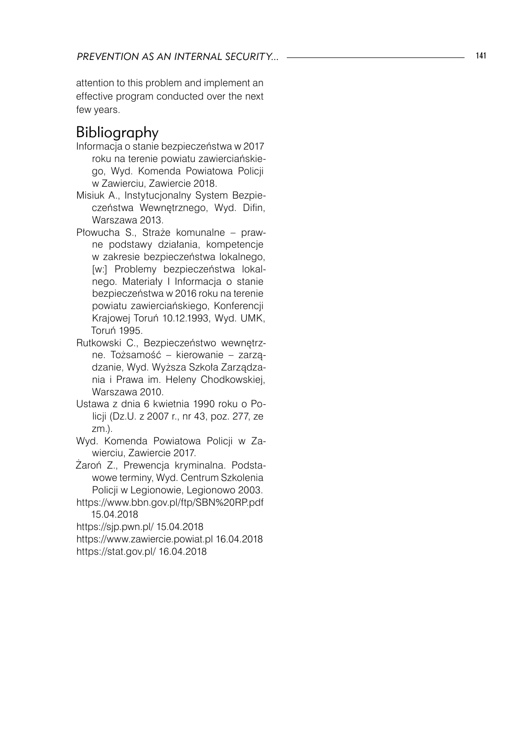attention to this problem and implement an effective program conducted over the next few years.

## Bibliography

Informacja o stanie bezpieczeństwa w 2017 roku na terenie powiatu zawierciańskiego, Wyd. Komenda Powiatowa Policji w Zawierciu, Zawiercie 2018.

Misiuk A., Instytucjonalny System Bezpieczeństwa Wewnętrznego, Wyd. Difin, Warszawa 2013.

Płowucha S., Straże komunalne – prawne podstawy działania, kompetencje w zakresie bezpieczeństwa lokalnego, [w:] Problemy bezpieczeństwa lokalnego. Materiały I Informacja o stanie bezpieczeństwa w 2016 roku na terenie powiatu zawierciańskiego, Konferencji Krajowej Toruń 10.12.1993, Wyd. UMK, Toruń 1995.

Rutkowski C., Bezpieczeństwo wewnętrzne. Tożsamość – kierowanie – zarządzanie, Wyd. Wyższa Szkoła Zarządzania i Prawa im. Heleny Chodkowskiej, Warszawa 2010.

Ustawa z dnia 6 kwietnia 1990 roku o Policji (Dz.U. z 2007 r., nr 43, poz. 277, ze zm.).

Wyd. Komenda Powiatowa Policji w Zawierciu, Zawiercie 2017.

Żaroń Z., Prewencja kryminalna. Podstawowe terminy, Wyd. Centrum Szkolenia Policji w Legionowie, Legionowo 2003.

https://www.bbn.gov.pl/ftp/SBN%20RP.pdf 15.04.2018

https://sjp.pwn.pl/ 15.04.2018

https://www.zawiercie.powiat.pl 16.04.2018

https://stat.gov.pl/ 16.04.2018